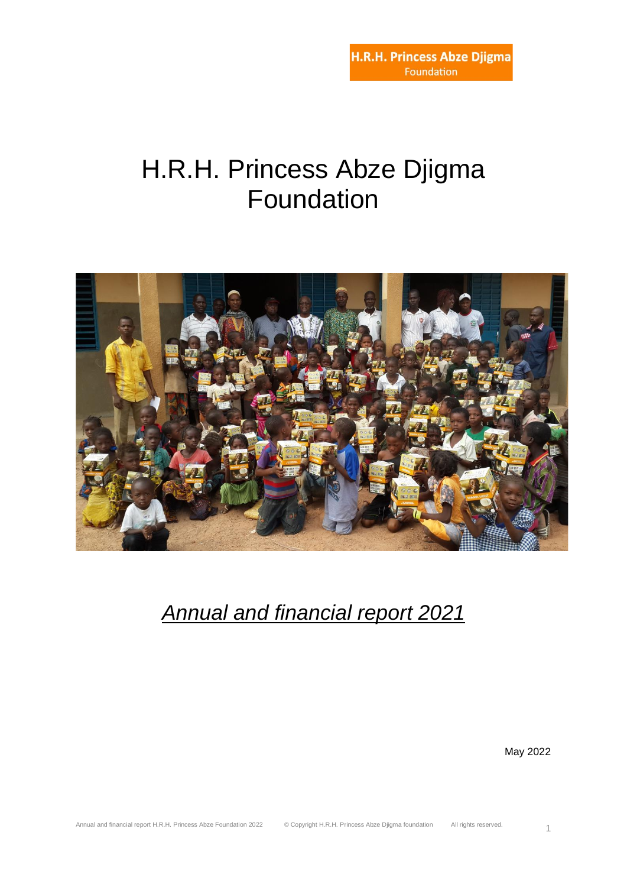**H.R.H. Princess Abze Djigma**
Foundation

# H.R.H. Princess Abze Djigma Foundation

*<u>Annual and financial report 2021</u>*

May 2022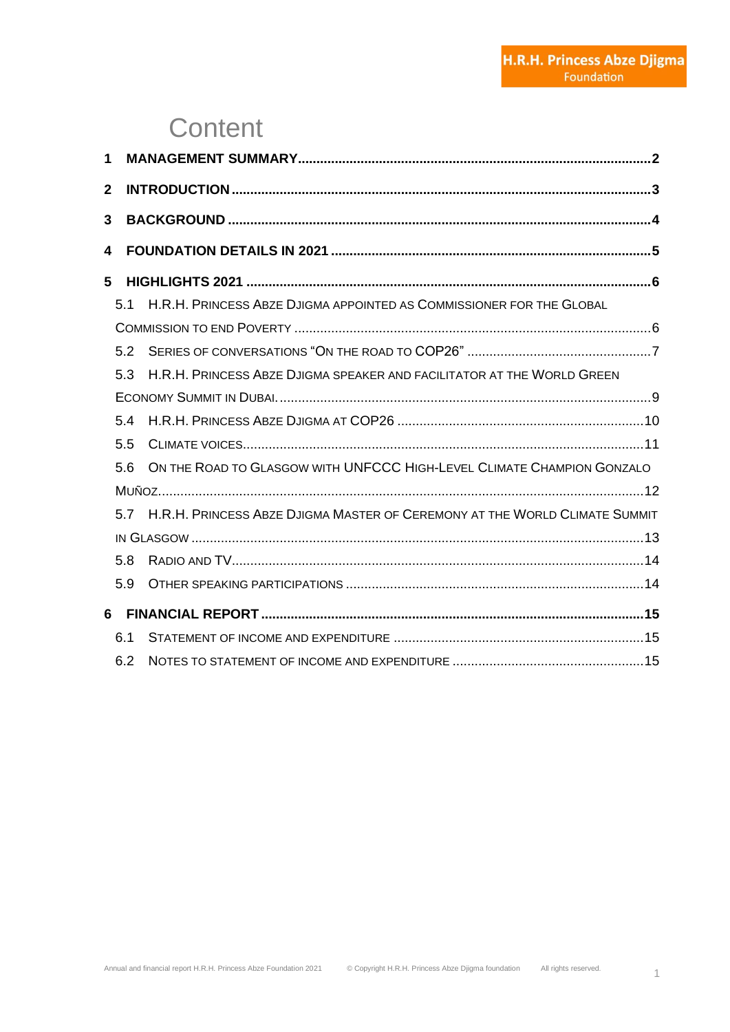# Content

1 **MANAGEMENT SUMMARY** .......... 2

2 **INTRODUCTION** .......... 3

3 **BACKGROUND** .......... 4

4 **FOUNDATION DETAILS IN 2021** .......... 5

5 **HIGHLIGHTS 2021** .......... 6

- 5.1 H.R.H. Princess Abze Djigma appointed as Commissioner for the Global Commission to End Poverty .......... 6
- 5.2 Series of conversations "On the road to COP26" .......... 7
- 5.3 H.R.H. Princess Abze Djigma speaker and facilitator at the World Green Economy Summit in Dubai. .......... 9
- 5.4 H.R.H. Princess Abze Djigma at COP26 .......... 10
- 5.5 Climate voices .......... 11
- 5.6 On the Road to Glasgow with UNFCCC High-Level Climate Champion Gonzalo Muñoz .......... 12
- 5.7 H.R.H. Princess Abze Djigma Master of Ceremony at the World Climate Summit in Glasgow .......... 13
- 5.8 Radio and TV .......... 14
- 5.9 Other speaking participations .......... 14

6 **FINANCIAL REPORT** .......... 15

- 6.1 Statement of income and expenditure .......... 15
- 6.2 Notes to statement of income and expenditure .......... 15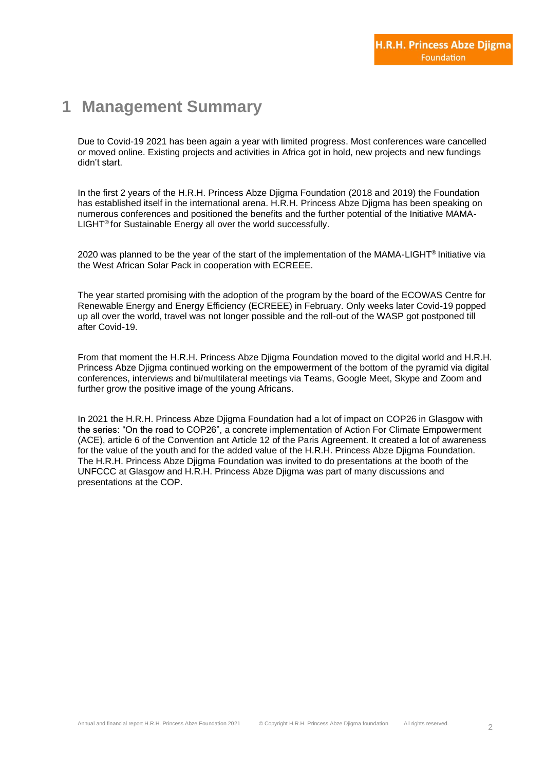# 1 Management Summary

Due to Covid-19 2021 has been again a year with limited progress. Most conferences ware cancelled or moved online. Existing projects and activities in Africa got in hold, new projects and new fundings didn't start.

In the first 2 years of the H.R.H. Princess Abze Djigma Foundation (2018 and 2019) the Foundation has established itself in the international arena. H.R.H. Princess Abze Djigma has been speaking on numerous conferences and positioned the benefits and the further potential of the Initiative MAMA-LIGHT® for Sustainable Energy all over the world successfully.

2020 was planned to be the year of the start of the implementation of the MAMA-LIGHT® Initiative via the West African Solar Pack in cooperation with ECREEE.

The year started promising with the adoption of the program by the board of the ECOWAS Centre for Renewable Energy and Energy Efficiency (ECREEE) in February. Only weeks later Covid-19 popped up all over the world, travel was not longer possible and the roll-out of the WASP got postponed till after Covid-19.

From that moment the H.R.H. Princess Abze Djigma Foundation moved to the digital world and H.R.H. Princess Abze Djigma continued working on the empowerment of the bottom of the pyramid via digital conferences, interviews and bi/multilateral meetings via Teams, Google Meet, Skype and Zoom and further grow the positive image of the young Africans.

In 2021 the H.R.H. Princess Abze Djigma Foundation had a lot of impact on COP26 in Glasgow with the series: "On the road to COP26", a concrete implementation of Action For Climate Empowerment (ACE), article 6 of the Convention ant Article 12 of the Paris Agreement. It created a lot of awareness for the value of the youth and for the added value of the H.R.H. Princess Abze Djigma Foundation. The H.R.H. Princess Abze Djigma Foundation was invited to do presentations at the booth of the UNFCCC at Glasgow and H.R.H. Princess Abze Djigma was part of many discussions and presentations at the COP.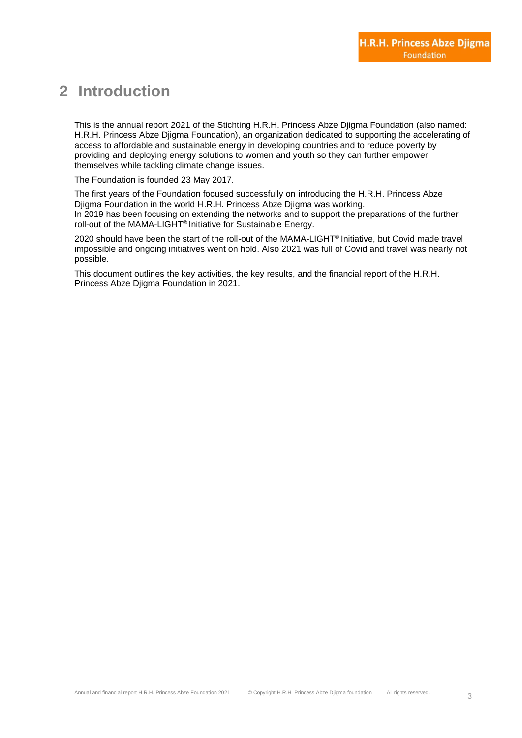# 2 Introduction

This is the annual report 2021 of the Stichting H.R.H. Princess Abze Djigma Foundation (also named: H.R.H. Princess Abze Djigma Foundation), an organization dedicated to supporting the accelerating of access to affordable and sustainable energy in developing countries and to reduce poverty by providing and deploying energy solutions to women and youth so they can further empower themselves while tackling climate change issues.

The Foundation is founded 23 May 2017.

The first years of the Foundation focused successfully on introducing the H.R.H. Princess Abze Djigma Foundation in the world H.R.H. Princess Abze Djigma was working.
In 2019 has been focusing on extending the networks and to support the preparations of the further roll-out of the MAMA-LIGHT® Initiative for Sustainable Energy.

2020 should have been the start of the roll-out of the MAMA-LIGHT® Initiative, but Covid made travel impossible and ongoing initiatives went on hold. Also 2021 was full of Covid and travel was nearly not possible.

This document outlines the key activities, the key results, and the financial report of the H.R.H. Princess Abze Djigma Foundation in 2021.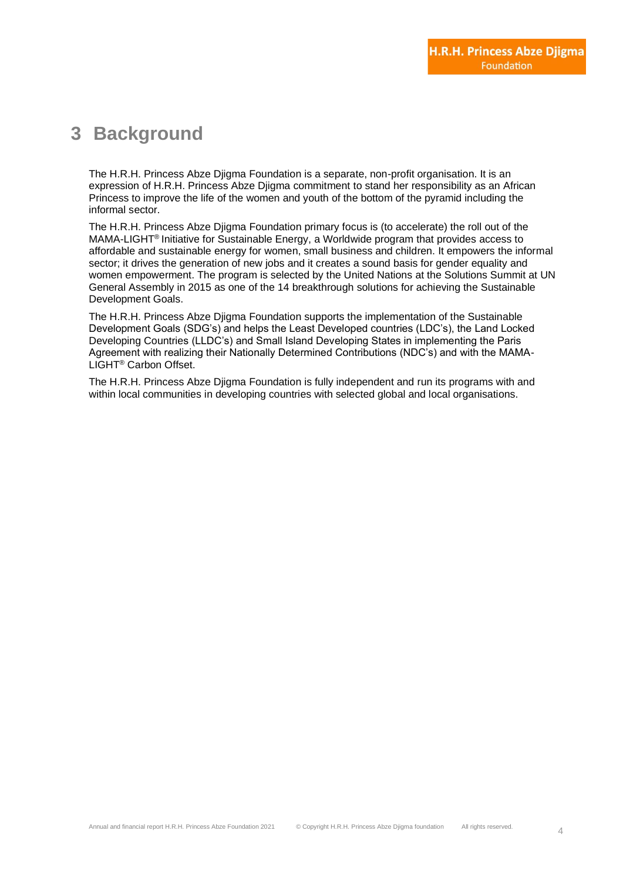# 3 Background

The H.R.H. Princess Abze Djigma Foundation is a separate, non-profit organisation. It is an expression of H.R.H. Princess Abze Djigma commitment to stand her responsibility as an African Princess to improve the life of the women and youth of the bottom of the pyramid including the informal sector.

The H.R.H. Princess Abze Djigma Foundation primary focus is (to accelerate) the roll out of the MAMA-LIGHT® Initiative for Sustainable Energy, a Worldwide program that provides access to affordable and sustainable energy for women, small business and children. It empowers the informal sector; it drives the generation of new jobs and it creates a sound basis for gender equality and women empowerment. The program is selected by the United Nations at the Solutions Summit at UN General Assembly in 2015 as one of the 14 breakthrough solutions for achieving the Sustainable Development Goals.

The H.R.H. Princess Abze Djigma Foundation supports the implementation of the Sustainable Development Goals (SDG's) and helps the Least Developed countries (LDC's), the Land Locked Developing Countries (LLDC's) and Small Island Developing States in implementing the Paris Agreement with realizing their Nationally Determined Contributions (NDC's) and with the MAMA-LIGHT® Carbon Offset.

The H.R.H. Princess Abze Djigma Foundation is fully independent and run its programs with and within local communities in developing countries with selected global and local organisations.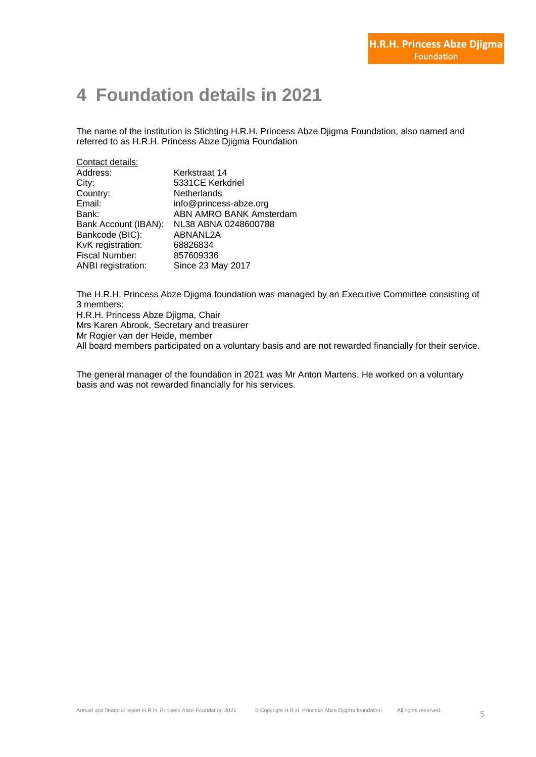# 4 Foundation details in 2021

The name of the institution is Stichting H.R.H. Princess Abze Djigma Foundation, also named and referred to as H.R.H. Princess Abze Djigma Foundation

Contact details:

| | |
|---|---|
| Address: | Kerkstraat 14 |
| City: | 5331CE Kerkdriel |
| Country: | Netherlands |
| Email: | info@princess-abze.org |
| Bank: | ABN AMRO BANK Amsterdam |
| Bank Account (IBAN): | NL38 ABNA 0248600788 |
| Bankcode (BIC): | ABNANL2A |
| KvK registration: | 68826834 |
| Fiscal Number: | 857609336 |
| ANBI registration: | Since 23 May 2017 |

The H.R.H. Princess Abze Djigma foundation was managed by an Executive Committee consisting of 3 members:
H.R.H. Princess Abze Djigma, Chair
Mrs Karen Abrook, Secretary and treasurer
Mr Rogier van der Heide, member
All board members participated on a voluntary basis and are not rewarded financially for their service.

The general manager of the foundation in 2021 was Mr Anton Martens. He worked on a voluntary basis and was not rewarded financially for his services.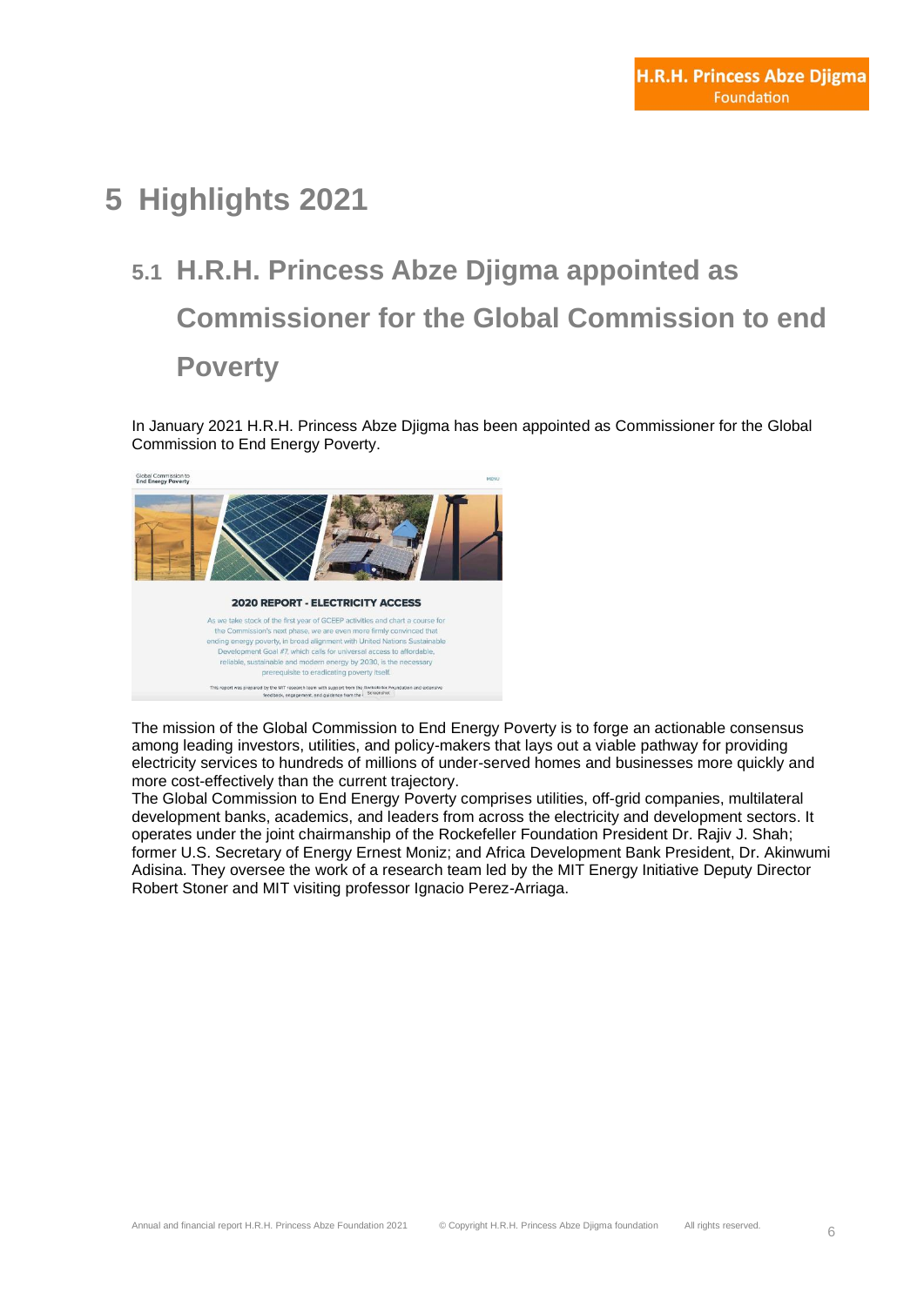# 5 Highlights 2021

## 5.1 H.R.H. Princess Abze Djigma appointed as Commissioner for the Global Commission to end Poverty

In January 2021 H.R.H. Princess Abze Djigma has been appointed as Commissioner for the Global Commission to End Energy Poverty.

The mission of the Global Commission to End Energy Poverty is to forge an actionable consensus among leading investors, utilities, and policy-makers that lays out a viable pathway for providing electricity services to hundreds of millions of under-served homes and businesses more quickly and more cost-effectively than the current trajectory.

The Global Commission to End Energy Poverty comprises utilities, off-grid companies, multilateral development banks, academics, and leaders from across the electricity and development sectors. It operates under the joint chairmanship of the Rockefeller Foundation President Dr. Rajiv J. Shah; former U.S. Secretary of Energy Ernest Moniz; and Africa Development Bank President, Dr. Akinwumi Adisina. They oversee the work of a research team led by the MIT Energy Initiative Deputy Director Robert Stoner and MIT visiting professor Ignacio Perez-Arriaga.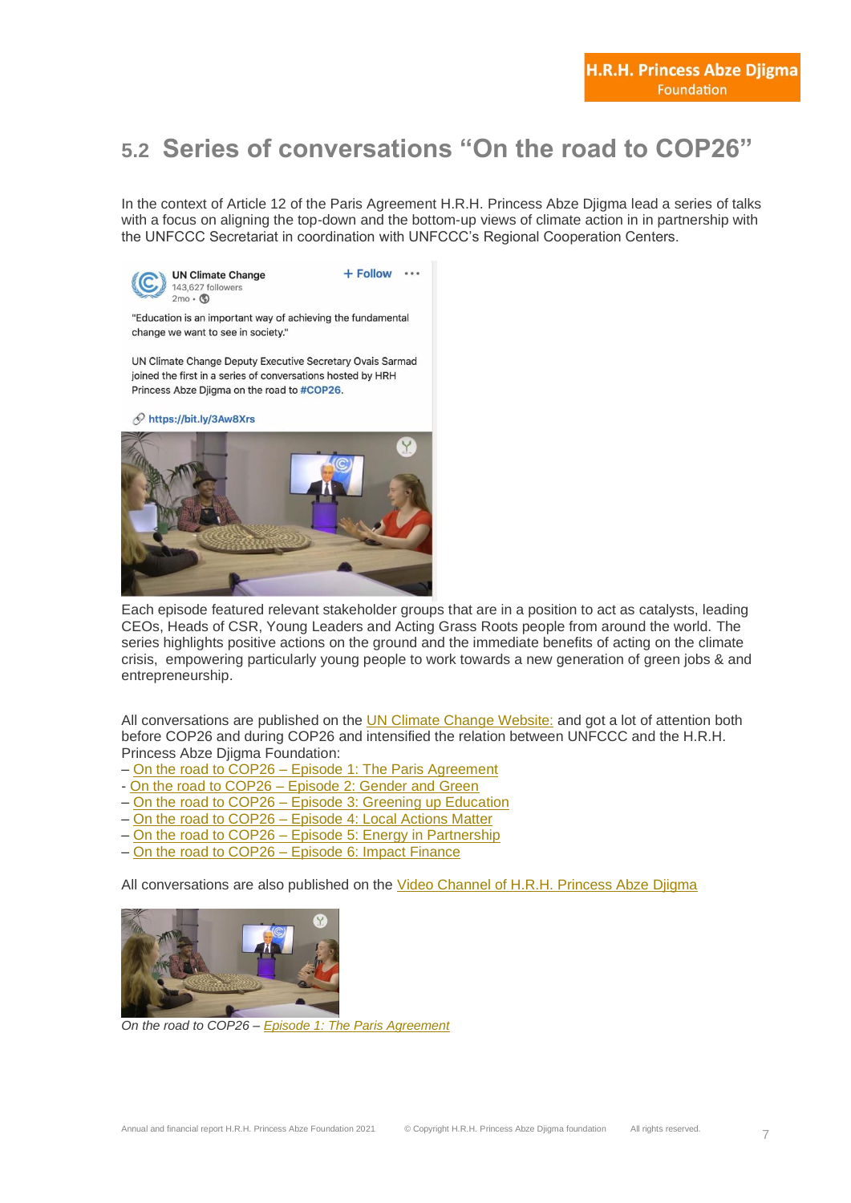## 5.2 Series of conversations "On the road to COP26"

In the context of Article 12 of the Paris Agreement H.R.H. Princess Abze Djigma lead a series of talks with a focus on aligning the top-down and the bottom-up views of climate action in in partnership with the UNFCCC Secretariat in coordination with UNFCCC's Regional Cooperation Centers.

Each episode featured relevant stakeholder groups that are in a position to act as catalysts, leading CEOs, Heads of CSR, Young Leaders and Acting Grass Roots people from around the world. The series highlights positive actions on the ground and the immediate benefits of acting on the climate crisis, empowering particularly young people to work towards a new generation of green jobs & and entrepreneurship.

All conversations are published on the UN Climate Change Website: and got a lot of attention both before COP26 and during COP26 and intensified the relation between UNFCCC and the H.R.H. Princess Abze Djigma Foundation:

- On the road to COP26 – Episode 1: The Paris Agreement
- On the road to COP26 – Episode 2: Gender and Green
- On the road to COP26 – Episode 3: Greening up Education
- On the road to COP26 – Episode 4: Local Actions Matter
- On the road to COP26 – Episode 5: Energy in Partnership
- On the road to COP26 – Episode 6: Impact Finance

All conversations are also published on the Video Channel of H.R.H. Princess Abze Djigma

*On the road to COP26 – Episode 1: The Paris Agreement*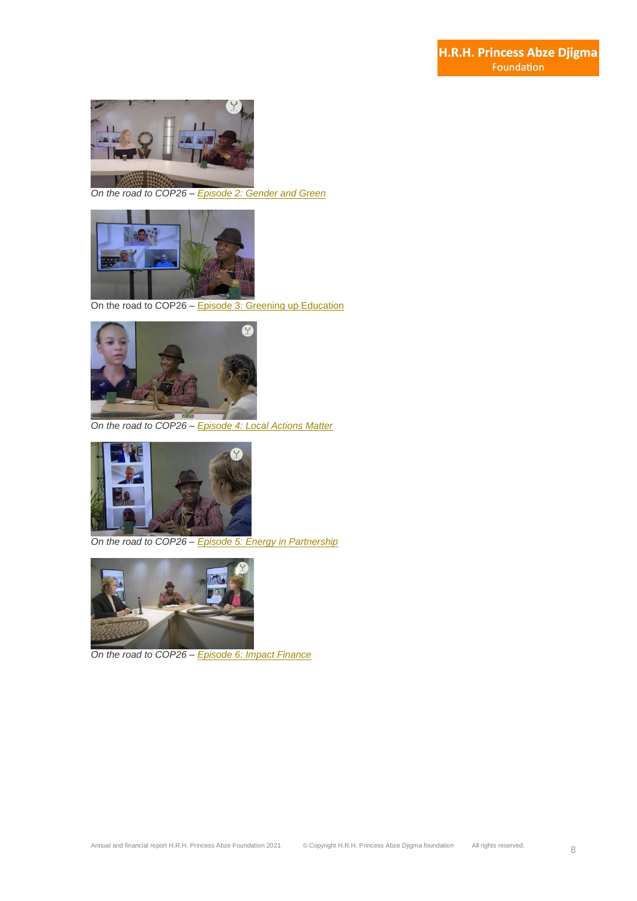*On the road to COP26 – [Episode 2: Gender and Green]*

On the road to COP26 – [Episode 3: Greening up Education]

*On the road to COP26 – [Episode 4: Local Actions Matter]*

*On the road to COP26 – [Episode 5: Energy in Partnership]*

*On the road to COP26 – [Episode 6: Impact Finance]*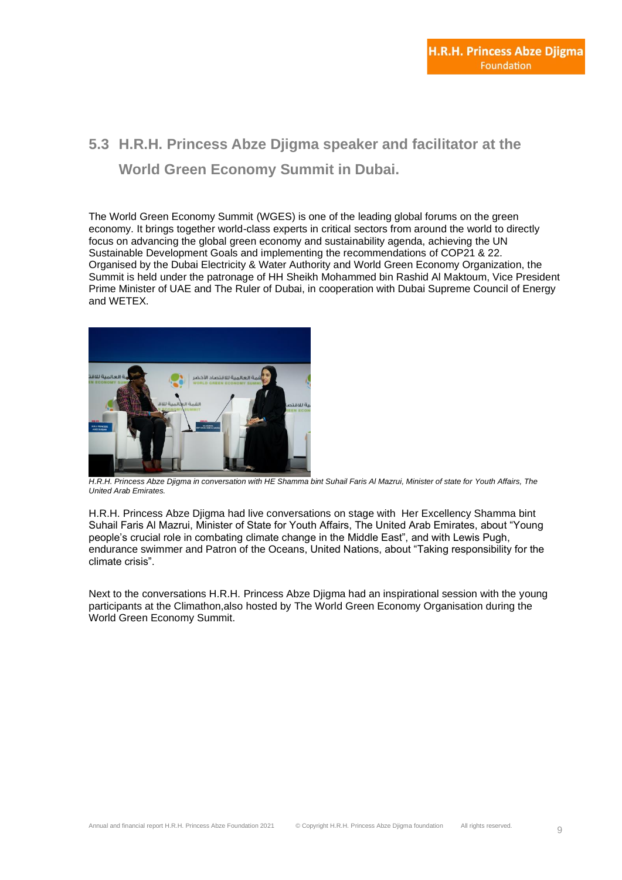## 5.3 H.R.H. Princess Abze Djigma speaker and facilitator at the World Green Economy Summit in Dubai.

The World Green Economy Summit (WGES) is one of the leading global forums on the green economy. It brings together world-class experts in critical sectors from around the world to directly focus on advancing the global green economy and sustainability agenda, achieving the UN Sustainable Development Goals and implementing the recommendations of COP21 & 22. Organised by the Dubai Electricity & Water Authority and World Green Economy Organization, the Summit is held under the patronage of HH Sheikh Mohammed bin Rashid Al Maktoum, Vice President Prime Minister of UAE and The Ruler of Dubai, in cooperation with Dubai Supreme Council of Energy and WETEX.

*H.R.H. Princess Abze Djigma in conversation with HE Shamma bint Suhail Faris Al Mazrui, Minister of state for Youth Affairs, The United Arab Emirates.*

H.R.H. Princess Abze Djigma had live conversations on stage with Her Excellency Shamma bint Suhail Faris Al Mazrui, Minister of State for Youth Affairs, The United Arab Emirates, about "Young people's crucial role in combating climate change in the Middle East", and with Lewis Pugh, endurance swimmer and Patron of the Oceans, United Nations, about "Taking responsibility for the climate crisis".

Next to the conversations H.R.H. Princess Abze Djigma had an inspirational session with the young participants at the Climathon,also hosted by The World Green Economy Organisation during the World Green Economy Summit.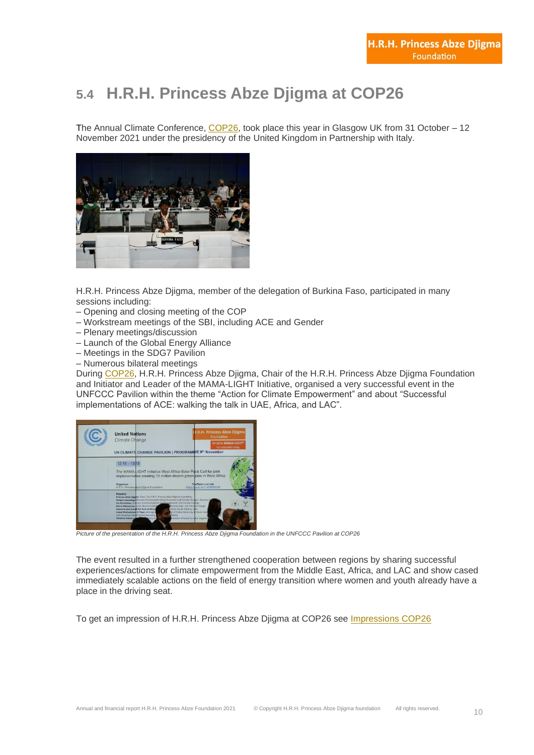## 5.4 H.R.H. Princess Abze Djigma at COP26

The Annual Climate Conference, COP26, took place this year in Glasgow UK from 31 October – 12 November 2021 under the presidency of the United Kingdom in Partnership with Italy.

H.R.H. Princess Abze Djigma, member of the delegation of Burkina Faso, participated in many sessions including:

– Opening and closing meeting of the COP
– Workstream meetings of the SBI, including ACE and Gender
– Plenary meetings/discussion
– Launch of the Global Energy Alliance
– Meetings in the SDG7 Pavilion
– Numerous bilateral meetings

During COP26, H.R.H. Princess Abze Djigma, Chair of the H.R.H. Princess Abze Djigma Foundation and Initiator and Leader of the MAMA-LIGHT Initiative, organised a very successful event in the UNFCCC Pavilion within the theme "Action for Climate Empowerment" and about "Successful implementations of ACE: walking the talk in UAE, Africa, and LAC".

*Picture of the presentation of the H.R.H. Princess Abze Djigma Foundation in the UNFCCC Pavilion at COP26*

The event resulted in a further strengthened cooperation between regions by sharing successful experiences/actions for climate empowerment from the Middle East, Africa, and LAC and show cased immediately scalable actions on the field of energy transition where women and youth already have a place in the driving seat.

To get an impression of H.R.H. Princess Abze Djigma at COP26 see Impressions COP26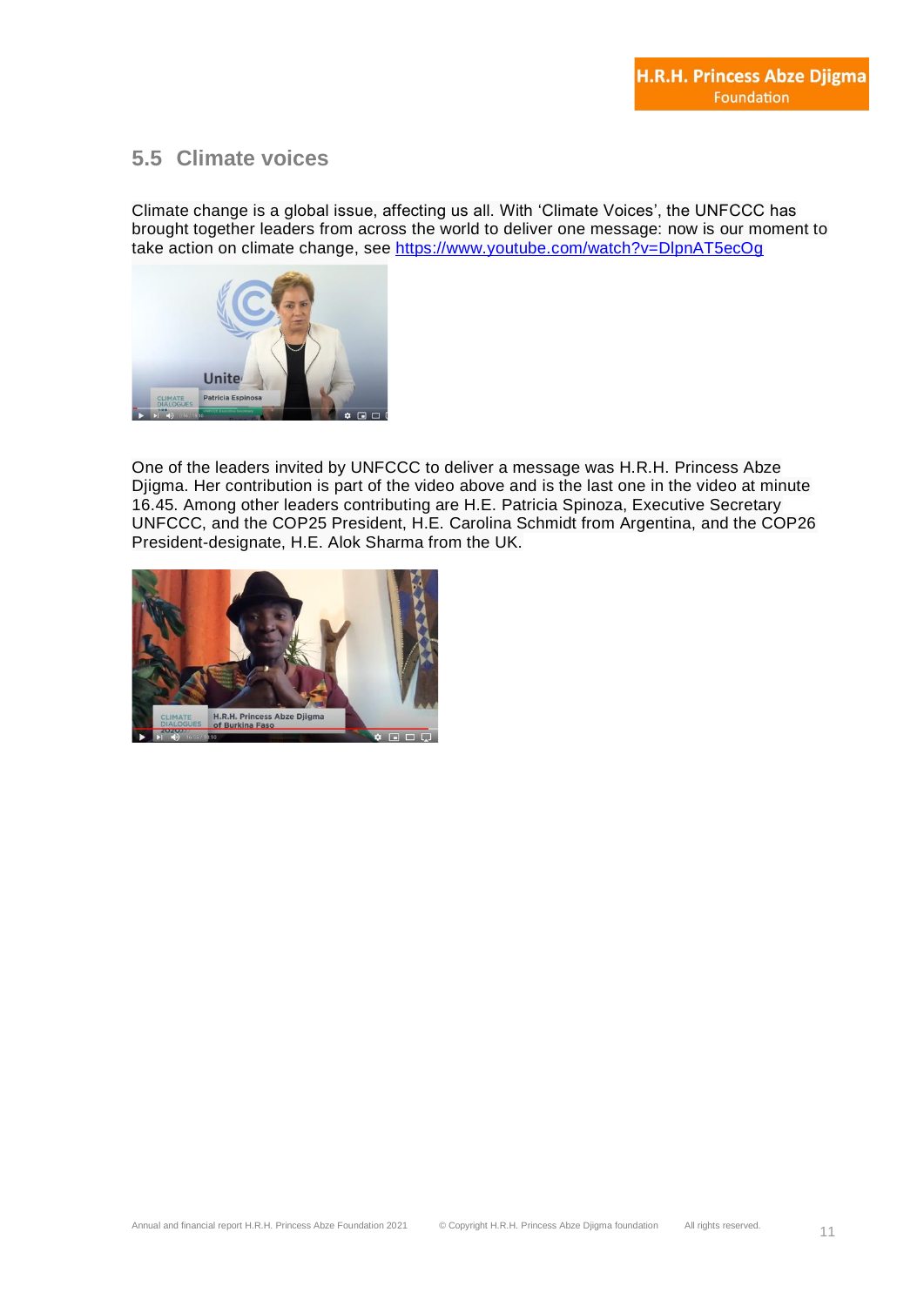## 5.5 Climate voices

Climate change is a global issue, affecting us all. With 'Climate Voices', the UNFCCC has brought together leaders from across the world to deliver one message: now is our moment to take action on climate change, see https://www.youtube.com/watch?v=DlpnAT5ecOg

One of the leaders invited by UNFCCC to deliver a message was H.R.H. Princess Abze Djigma. Her contribution is part of the video above and is the last one in the video at minute 16.45. Among other leaders contributing are H.E. Patricia Spinoza, Executive Secretary UNFCCC, and the COP25 President, H.E. Carolina Schmidt from Argentina, and the COP26 President-designate, H.E. Alok Sharma from the UK.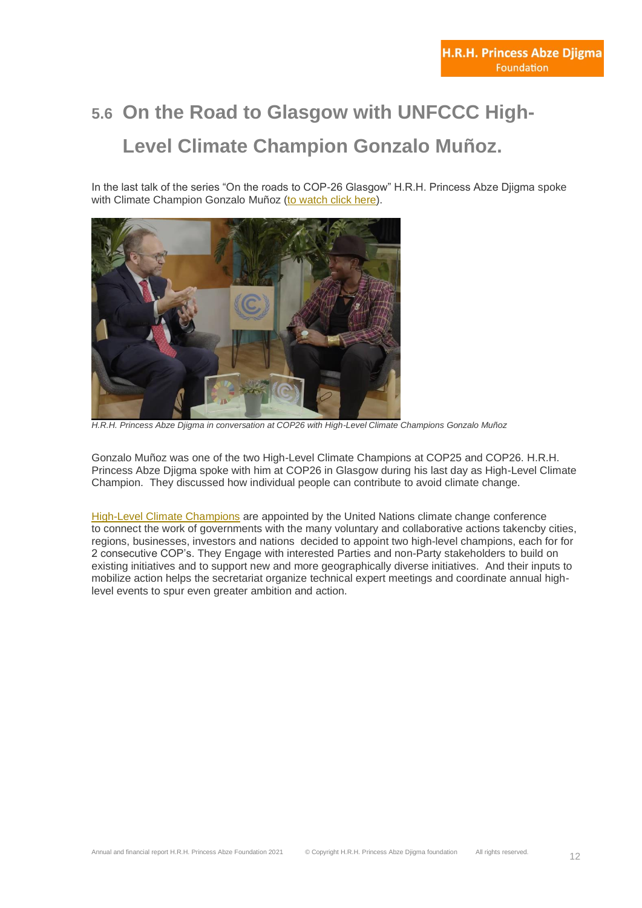## 5.6 On the Road to Glasgow with UNFCCC High-Level Climate Champion Gonzalo Muñoz.

In the last talk of the series "On the roads to COP-26 Glasgow" H.R.H. Princess Abze Djigma spoke with Climate Champion Gonzalo Muñoz (to watch click here).

*H.R.H. Princess Abze Djigma in conversation at COP26 with High-Level Climate Champions Gonzalo Muñoz*

Gonzalo Muñoz was one of the two High-Level Climate Champions at COP25 and COP26. H.R.H. Princess Abze Djigma spoke with him at COP26 in Glasgow during his last day as High-Level Climate Champion. They discussed how individual people can contribute to avoid climate change.

High-Level Climate Champions are appointed by the United Nations climate change conference to connect the work of governments with the many voluntary and collaborative actions takencby cities, regions, businesses, investors and nations decided to appoint two high-level champions, each for for 2 consecutive COP's. They Engage with interested Parties and non-Party stakeholders to build on existing initiatives and to support new and more geographically diverse initiatives. And their inputs to mobilize action helps the secretariat organize technical expert meetings and coordinate annual high-level events to spur even greater ambition and action.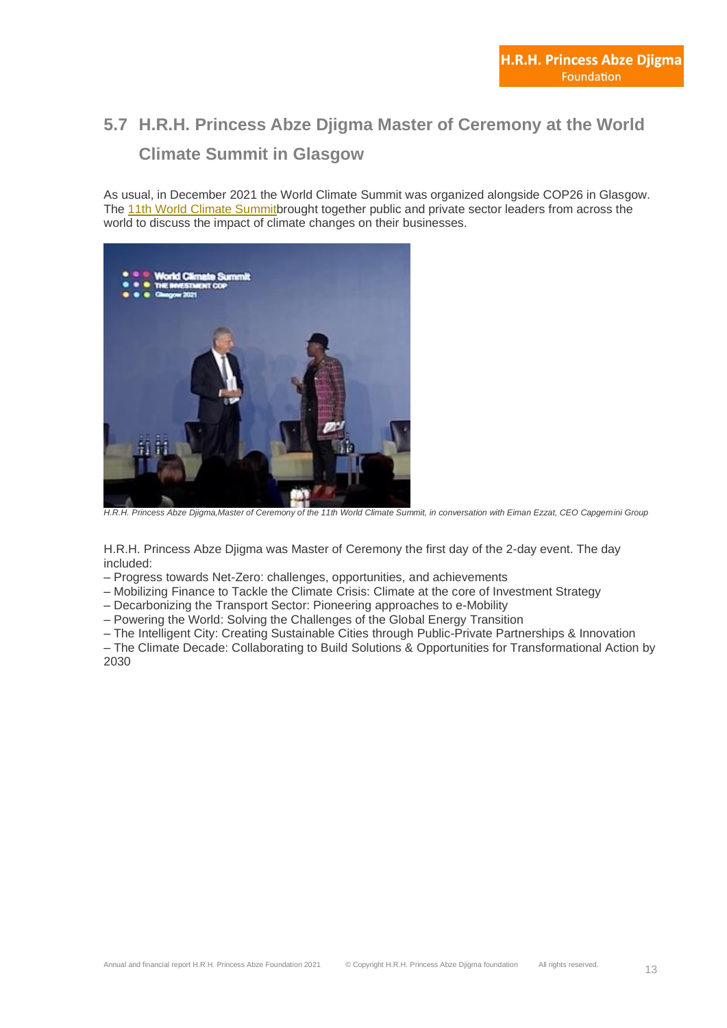## 5.7 H.R.H. Princess Abze Djigma Master of Ceremony at the World Climate Summit in Glasgow

As usual, in December 2021 the World Climate Summit was organized alongside COP26 in Glasgow. The 11th World Climate Summitbrought together public and private sector leaders from across the world to discuss the impact of climate changes on their businesses.

*H.R.H. Princess Abze Djigma,Master of Ceremony of the 11th World Climate Summit, in conversation with Eiman Ezzat, CEO Capgemini Group*

H.R.H. Princess Abze Djigma was Master of Ceremony the first day of the 2-day event. The day included:

– Progress towards Net-Zero: challenges, opportunities, and achievements
– Mobilizing Finance to Tackle the Climate Crisis: Climate at the core of Investment Strategy
– Decarbonizing the Transport Sector: Pioneering approaches to e-Mobility
– Powering the World: Solving the Challenges of the Global Energy Transition
– The Intelligent City: Creating Sustainable Cities through Public-Private Partnerships & Innovation
– The Climate Decade: Collaborating to Build Solutions & Opportunities for Transformational Action by 2030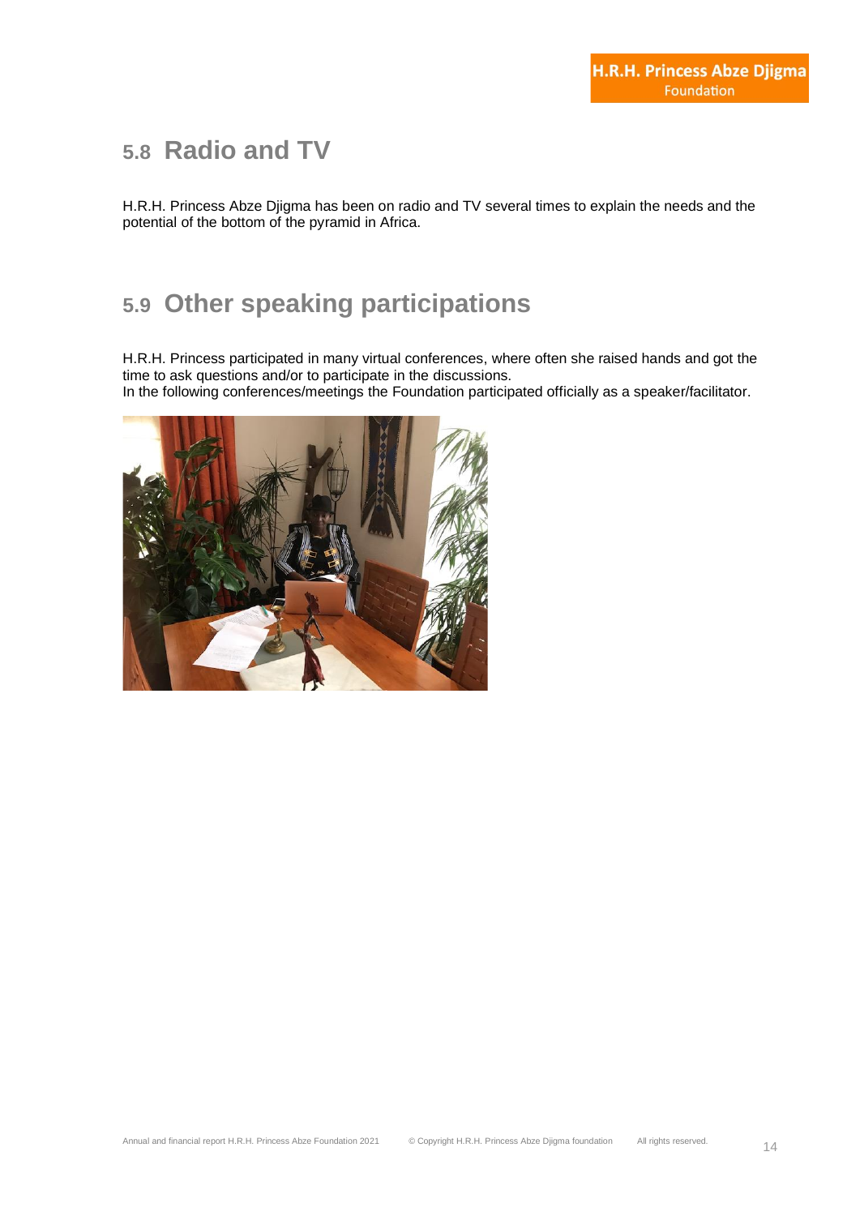## 5.8 Radio and TV

H.R.H. Princess Abze Djigma has been on radio and TV several times to explain the needs and the potential of the bottom of the pyramid in Africa.

## 5.9 Other speaking participations

H.R.H. Princess participated in many virtual conferences, where often she raised hands and got the time to ask questions and/or to participate in the discussions.
In the following conferences/meetings the Foundation participated officially as a speaker/facilitator.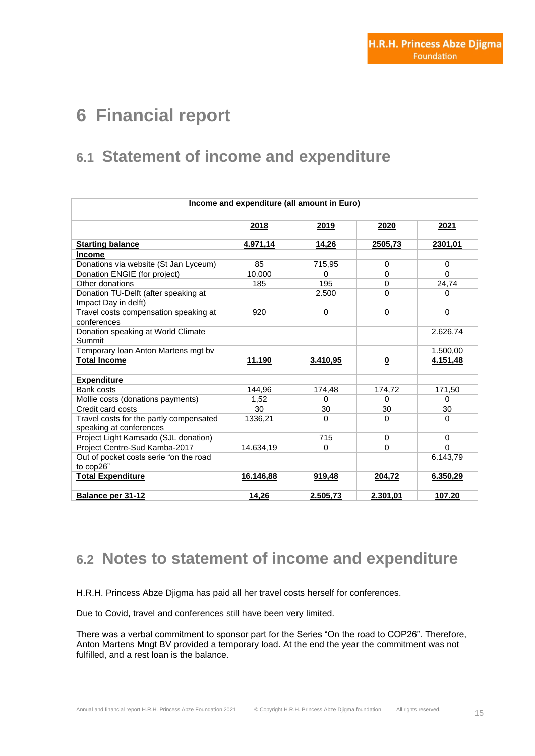# 6 Financial report

## 6.1 Statement of income and expenditure

| Income and expenditure (all amount in Euro) | | | | |
|---|---|---|---|---|
| | **2018** | **2019** | **2020** | **2021** |
| **Starting balance** | **4.971,14** | **14,26** | **2505,73** | **2301,01** |
| **Income** | | | | |
| Donations via website (St Jan Lyceum) | 85 | 715,95 | 0 | 0 |
| Donation ENGIE (for project) | 10.000 | 0 | 0 | 0 |
| Other donations | 185 | 195 | 0 | 24,74 |
| Donation TU-Delft (after speaking at Impact Day in delft) | | 2.500 | 0 | 0 |
| Travel costs compensation speaking at conferences | 920 | 0 | 0 | 0 |
| Donation speaking at World Climate Summit | | | | 2.626,74 |
| Temporary loan Anton Martens mgt bv | | | | 1.500,00 |
| **Total Income** | **11.190** | **3.410,95** | **0** | **4.151,48** |
| | | | | |
| **Expenditure** | | | | |
| Bank costs | 144,96 | 174,48 | 174,72 | 171,50 |
| Mollie costs (donations payments) | 1,52 | 0 | 0 | 0 |
| Credit card costs | 30 | 30 | 30 | 30 |
| Travel costs for the partly compensated speaking at conferences | 1336,21 | 0 | 0 | 0 |
| Project Light Kamsado (SJL donation) | | 715 | 0 | 0 |
| Project Centre-Sud Kamba-2017 | 14.634,19 | 0 | 0 | 0 |
| Out of pocket costs serie "on the road to cop26" | | | | 6.143,79 |
| **Total Expenditure** | **16.146,88** | **919,48** | **204,72** | **6.350,29** |
| | | | | |
| **Balance per 31-12** | **14,26** | **2.505,73** | **2.301,01** | **107.20** |

## 6.2 Notes to statement of income and expenditure

H.R.H. Princess Abze Djigma has paid all her travel costs herself for conferences.

Due to Covid, travel and conferences still have been very limited.

There was a verbal commitment to sponsor part for the Series "On the road to COP26". Therefore, Anton Martens Mngt BV provided a temporary load. At the end the year the commitment was not fulfilled, and a rest loan is the balance.